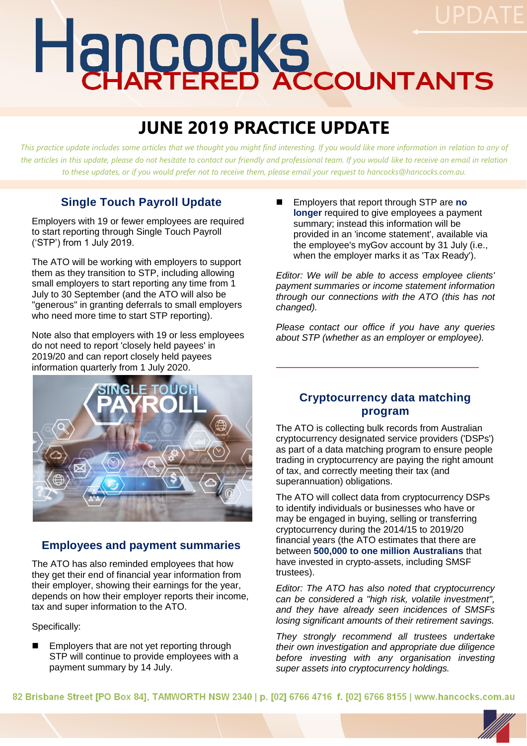# Hancocks CHARTERED ACCOUNTANTS

UPDATE

## JUNE 2019 PRACTICE UPDATE

*This practice update includes some articles that we thought you might find interesting. If you would like more information in relation to any of the articles in this update, please do not hesitate to contact our friendly and professional team. If you would like to receive an email in relation to these updates, or if you would prefer not to receive them, please email your request to hancocks@hancocks.com.au.*

### Single Touch Payroll Update

Employers with 19 or fewer employees are required to start reporting through Single Touch Payroll ('STP') from 1 July 2019.

The ATO will be working with employers to support them as they transition to STP, including allowing small employers to start reporting any time from 1 July to 30 September (and the ATO will also be "generous" in granting deferrals to small employers who need more time to start STP reporting).

Note also that employers with 19 or less employees do not need to report 'closely held payees' in 2019/20 and can report closely held payees information quarterly from 1 July 2020.

### Employees and payment summaries

The ATO has also reminded employees that how they get their end of financial year information from their employer, showing their earnings for the year, depends on how their employer reports their income, tax and super information to the ATO.

Specifically:

- Employers that are not yet reporting through STP will continue to provide employees with a payment summary by 14 July.
- Employers that report through STP are **no longer** required to give employees a payment summary; instead this information will be provided in an 'income statement', available via the employee's myGov account by 31 July (i.e., when the employer marks it as 'Tax Ready').

*Editor: We will be able to access employee clients' payment summaries or income statement information through our connections with the ATO (this has not changed).*

*Please contact our office if you have any queries about STP (whether as an employer or employee).*

### Cryptocurrency data matching program

The ATO is collecting bulk records from Australian cryptocurrency designated service providers ('DSPs') as part of a data matching program to ensure people trading in cryptocurrency are paying the right amount of tax, and correctly meeting their tax (and superannuation) obligations.

The ATO will collect data from cryptocurrency DSPs to identify individuals or businesses who have or may be engaged in buying, selling or transferring cryptocurrency during the 2014/15 to 2019/20 financial years (the ATO estimates that there are between **500,000 to one million Australians** that have invested in crypto-assets, including SMSF trustees).

*Editor: The ATO has also noted that cryptocurrency can be considered a "high risk, volatile investment", and they have already seen incidences of SMSFs losing significant amounts of their retirement savings.*

*They strongly recommend all trustees undertake their own investigation and appropriate due diligence before investing with any organisation investing super assets into cryptocurrency holdings.*

82 Brisbane Street [PO Box 84], TAMWORTH NSW 2340 | p. [02] 6766 4716 f. [02] 6766 8155 | www.hancocks.com.au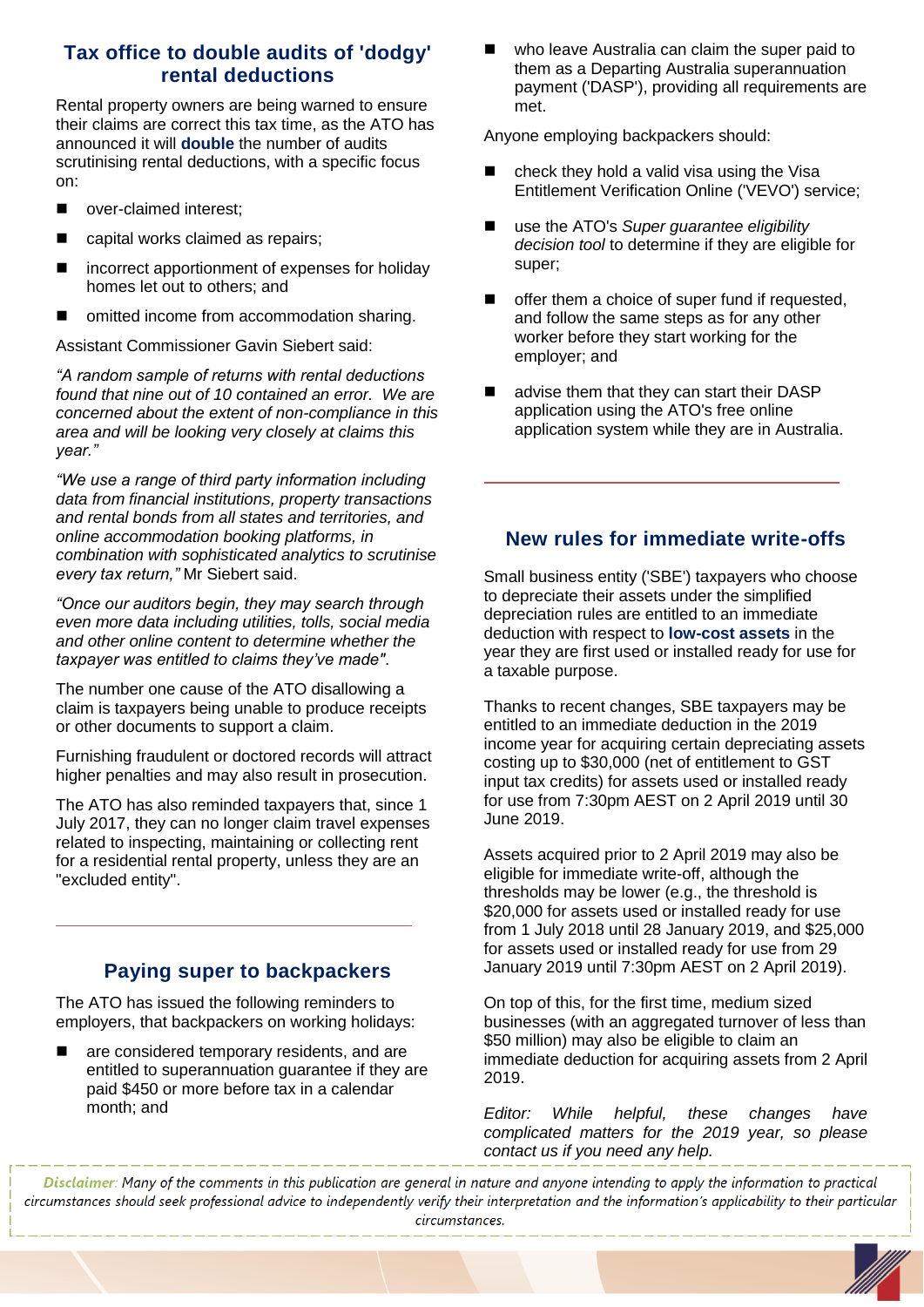## Tax office to double audits of 'dodgy' rental deductions

Rental property owners are being warned to ensure their claims are correct this tax time, as the ATO has announced it will **double** the number of audits scrutinising rental deductions, with a specific focus on:

- over-claimed interest;
- capital works claimed as repairs;
- incorrect apportionment of expenses for holiday homes let out to others; and
- omitted income from accommodation sharing.

Assistant Commissioner Gavin Siebert said:

*"A random sample of returns with rental deductions found that nine out of 10 contained an error. We are concerned about the extent of non-compliance in this area and will be looking very closely at claims this year."*

*"We use a range of third party information including data from financial institutions, property transactions and rental bonds from all states and territories, and online accommodation booking platforms, in combination with sophisticated analytics to scrutinise every tax return,"* Mr Siebert said.

*"Once our auditors begin, they may search through even more data including utilities, tolls, social media and other online content to determine whether the taxpayer was entitled to claims they've made".*

The number one cause of the ATO disallowing a claim is taxpayers being unable to produce receipts or other documents to support a claim.

Furnishing fraudulent or doctored records will attract higher penalties and may also result in prosecution.

The ATO has also reminded taxpayers that, since 1 July 2017, they can no longer claim travel expenses related to inspecting, maintaining or collecting rent for a residential rental property, unless they are an "excluded entity".

---

## Paying super to backpackers

The ATO has issued the following reminders to employers, that backpackers on working holidays:

- are considered temporary residents, and are entitled to superannuation guarantee if they are paid $450 or more before tax in a calendar month; and
- who leave Australia can claim the super paid to them as a Departing Australia superannuation payment ('DASP'), providing all requirements are met.

Anyone employing backpackers should:

- check they hold a valid visa using the Visa Entitlement Verification Online ('VEVO') service;
- use the ATO's *Super guarantee eligibility decision tool* to determine if they are eligible for super;
- offer them a choice of super fund if requested, and follow the same steps as for any other worker before they start working for the employer; and
- advise them that they can start their DASP application using the ATO's free online application system while they are in Australia.

---

## New rules for immediate write-offs

Small business entity ('SBE') taxpayers who choose to depreciate their assets under the simplified depreciation rules are entitled to an immediate deduction with respect to **low-cost assets** in the year they are first used or installed ready for use for a taxable purpose.

Thanks to recent changes, SBE taxpayers may be entitled to an immediate deduction in the 2019 income year for acquiring certain depreciating assets costing up to $30,000 (net of entitlement to GST input tax credits) for assets used or installed ready for use from 7:30pm AEST on 2 April 2019 until 30 June 2019.

Assets acquired prior to 2 April 2019 may also be eligible for immediate write-off, although the thresholds may be lower (e.g., the threshold is $20,000 for assets used or installed ready for use from 1 July 2018 until 28 January 2019, and $25,000 for assets used or installed ready for use from 29 January 2019 until 7:30pm AEST on 2 April 2019).

On top of this, for the first time, medium sized businesses (with an aggregated turnover of less than $50 million) may also be eligible to claim an immediate deduction for acquiring assets from 2 April 2019.

*Editor: While helpful, these changes have complicated matters for the 2019 year, so please contact us if you need any help.*

*Disclaimer: Many of the comments in this publication are general in nature and anyone intending to apply the information to practical circumstances should seek professional advice to independently verify their interpretation and the information's applicability to their particular circumstances.*